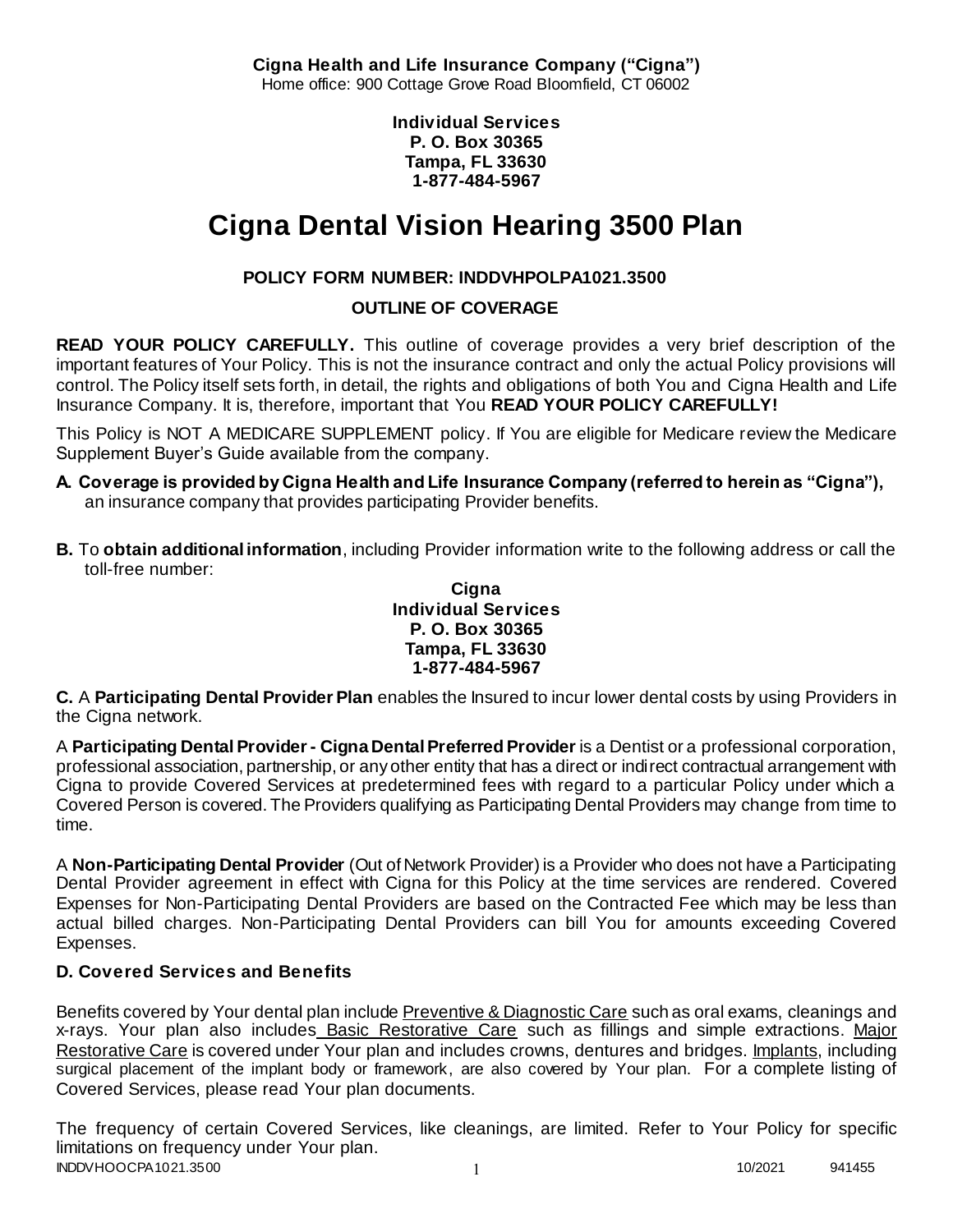**Cigna Health and Life Insurance Company ("Cigna")**
Home office: 900 Cottage Grove Road Bloomfield, CT 06002

**Individual Services**
**P. O. Box 30365**
**Tampa, FL 33630**
**1-877-484-5967**

# Cigna Dental Vision Hearing 3500 Plan

**POLICY FORM NUMBER: INDDVHPOLPA1021.3500**

**OUTLINE OF COVERAGE**

**READ YOUR POLICY CAREFULLY.** This outline of coverage provides a very brief description of the important features of Your Policy. This is not the insurance contract and only the actual Policy provisions will control. The Policy itself sets forth, in detail, the rights and obligations of both You and Cigna Health and Life Insurance Company. It is, therefore, important that You **READ YOUR POLICY CAREFULLY!**

This Policy is NOT A MEDICARE SUPPLEMENT policy. If You are eligible for Medicare review the Medicare Supplement Buyer's Guide available from the company.

**A. Coverage is provided by Cigna Health and Life Insurance Company (referred to herein as "Cigna"),** an insurance company that provides participating Provider benefits.

**B.** To **obtain additional information**, including Provider information write to the following address or call the toll-free number:

**Cigna**
**Individual Services**
**P. O. Box 30365**
**Tampa, FL 33630**
**1-877-484-5967**

**C.** A **Participating Dental Provider Plan** enables the Insured to incur lower dental costs by using Providers in the Cigna network.

A **Participating Dental Provider - Cigna Dental Preferred Provider** is a Dentist or a professional corporation, professional association, partnership, or any other entity that has a direct or indirect contractual arrangement with Cigna to provide Covered Services at predetermined fees with regard to a particular Policy under which a Covered Person is covered. The Providers qualifying as Participating Dental Providers may change from time to time.

A **Non-Participating Dental Provider** (Out of Network Provider) is a Provider who does not have a Participating Dental Provider agreement in effect with Cigna for this Policy at the time services are rendered. Covered Expenses for Non-Participating Dental Providers are based on the Contracted Fee which may be less than actual billed charges. Non-Participating Dental Providers can bill You for amounts exceeding Covered Expenses.

### D. Covered Services and Benefits

Benefits covered by Your dental plan include Preventive & Diagnostic Care such as oral exams, cleanings and x-rays. Your plan also includes Basic Restorative Care such as fillings and simple extractions. Major Restorative Care is covered under Your plan and includes crowns, dentures and bridges. Implants, including surgical placement of the implant body or framework, are also covered by Your plan. For a complete listing of Covered Services, please read Your plan documents.

The frequency of certain Covered Services, like cleanings, are limited. Refer to Your Policy for specific limitations on frequency under Your plan.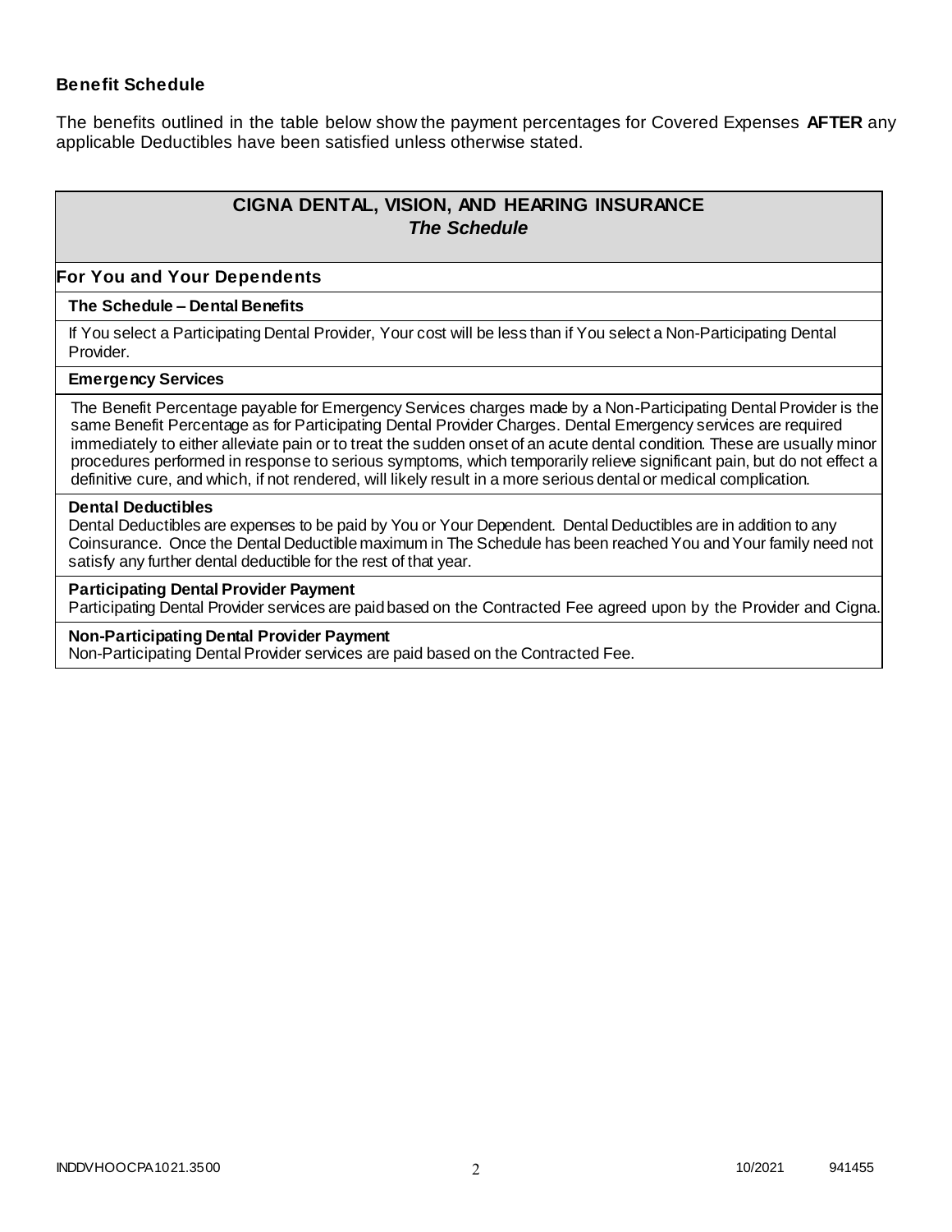### Benefit Schedule

The benefits outlined in the table below show the payment percentages for Covered Expenses **AFTER** any applicable Deductibles have been satisfied unless otherwise stated.

| CIGNA DENTAL, VISION, AND HEARING INSURANCE<br>*The Schedule* |
|---|
| **For You and Your Dependents** |
| **The Schedule – Dental Benefits** |
| If You select a Participating Dental Provider, Your cost will be less than if You select a Non-Participating Dental Provider. |
| **Emergency Services** |
| The Benefit Percentage payable for Emergency Services charges made by a Non-Participating Dental Provider is the same Benefit Percentage as for Participating Dental Provider Charges. Dental Emergency services are required immediately to either alleviate pain or to treat the sudden onset of an acute dental condition. These are usually minor procedures performed in response to serious symptoms, which temporarily relieve significant pain, but do not effect a definitive cure, and which, if not rendered, will likely result in a more serious dental or medical complication. |
| **Dental Deductibles**<br>Dental Deductibles are expenses to be paid by You or Your Dependent. Dental Deductibles are in addition to any Coinsurance. Once the Dental Deductible maximum in The Schedule has been reached You and Your family need not satisfy any further dental deductible for the rest of that year. |
| **Participating Dental Provider Payment**<br>Participating Dental Provider services are paid based on the Contracted Fee agreed upon by the Provider and Cigna. |
| **Non-Participating Dental Provider Payment**<br>Non-Participating Dental Provider services are paid based on the Contracted Fee. |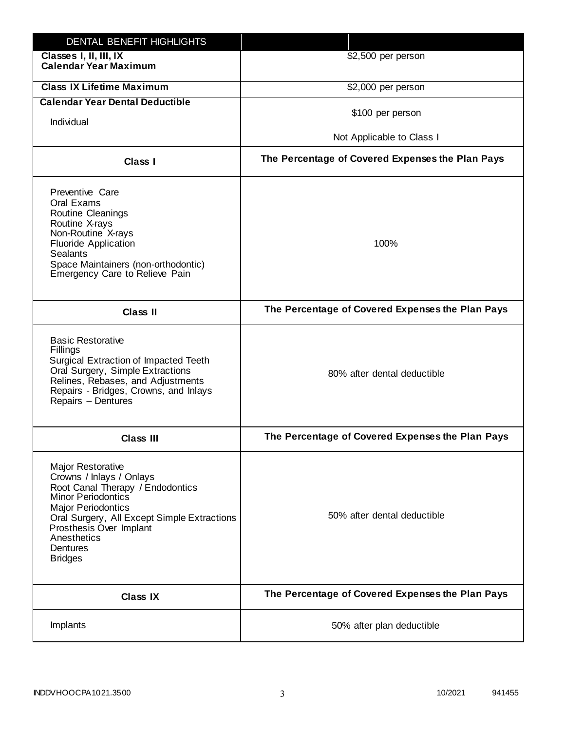| DENTAL BENEFIT HIGHLIGHTS | |
|---|---|
| **Classes I, II, III, IX Calendar Year Maximum** | $2,500 per person |
| **Class IX Lifetime Maximum** | $2,000 per person |
| **Calendar Year Dental Deductible**<br>Individual | $100 per person<br>Not Applicable to Class I |
| **Class I** | **The Percentage of Covered Expenses the Plan Pays** |
| Preventive Care<br>Oral Exams<br>Routine Cleanings<br>Routine X-rays<br>Non-Routine X-rays<br>Fluoride Application<br>Sealants<br>Space Maintainers (non-orthodontic)<br>Emergency Care to Relieve Pain | 100% |
| **Class II** | **The Percentage of Covered Expenses the Plan Pays** |
| Basic Restorative<br>Fillings<br>Surgical Extraction of Impacted Teeth<br>Oral Surgery, Simple Extractions<br>Relines, Rebases, and Adjustments<br>Repairs - Bridges, Crowns, and Inlays<br>Repairs – Dentures | 80% after dental deductible |
| **Class III** | **The Percentage of Covered Expenses the Plan Pays** |
| Major Restorative<br>Crowns / Inlays / Onlays<br>Root Canal Therapy / Endodontics<br>Minor Periodontics<br>Major Periodontics<br>Oral Surgery, All Except Simple Extractions<br>Prosthesis Over Implant<br>Anesthetics<br>Dentures<br>Bridges | 50% after dental deductible |
| **Class IX** | **The Percentage of Covered Expenses the Plan Pays** |
| Implants | 50% after plan deductible |

INDDVHOOCPA1021.3500 10/2021 941455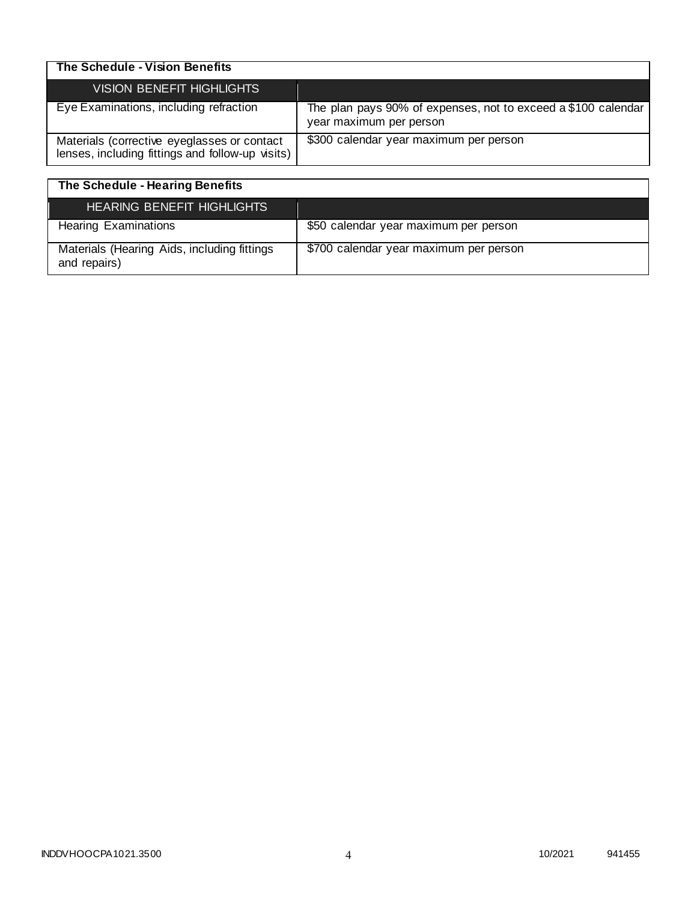| The Schedule - Vision Benefits | |
|---|---|
| VISION BENEFIT HIGHLIGHTS | |
| Eye Examinations, including refraction | The plan pays 90% of expenses, not to exceed a $100 calendar year maximum per person |
| Materials (corrective eyeglasses or contact lenses, including fittings and follow-up visits) | $300 calendar year maximum per person |

| The Schedule - Hearing Benefits | |
|---|---|
| HEARING BENEFIT HIGHLIGHTS | |
| Hearing Examinations | $50 calendar year maximum per person |
| Materials (Hearing Aids, including fittings and repairs) | $700 calendar year maximum per person |

INDDVHOOCPA1021.3500 10/2021 941455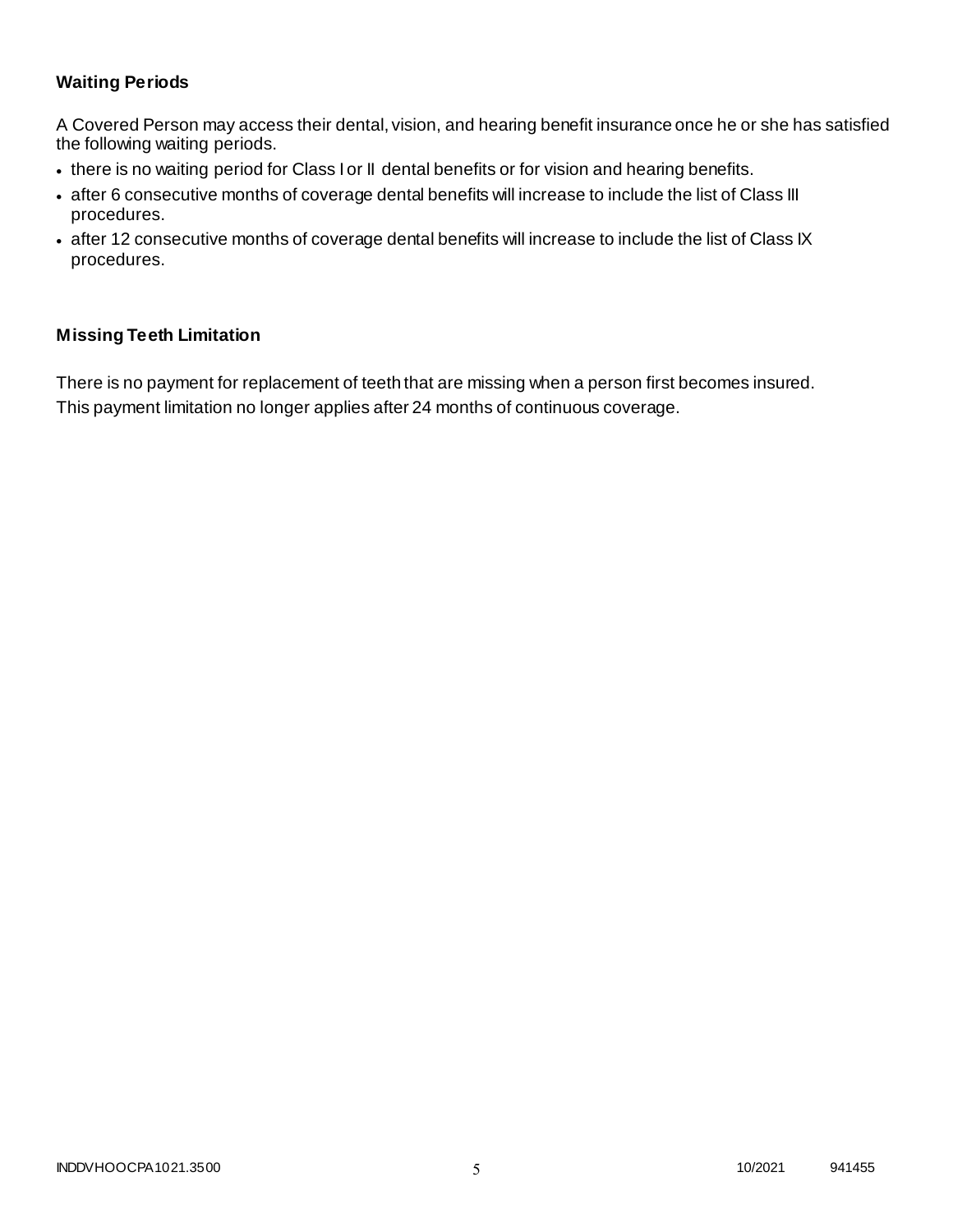**Waiting Periods**

A Covered Person may access their dental, vision, and hearing benefit insurance once he or she has satisfied the following waiting periods.

- there is no waiting period for Class I or II dental benefits or for vision and hearing benefits.
- after 6 consecutive months of coverage dental benefits will increase to include the list of Class III procedures.
- after 12 consecutive months of coverage dental benefits will increase to include the list of Class IX procedures.

**Missing Teeth Limitation**

There is no payment for replacement of teeth that are missing when a person first becomes insured. This payment limitation no longer applies after 24 months of continuous coverage.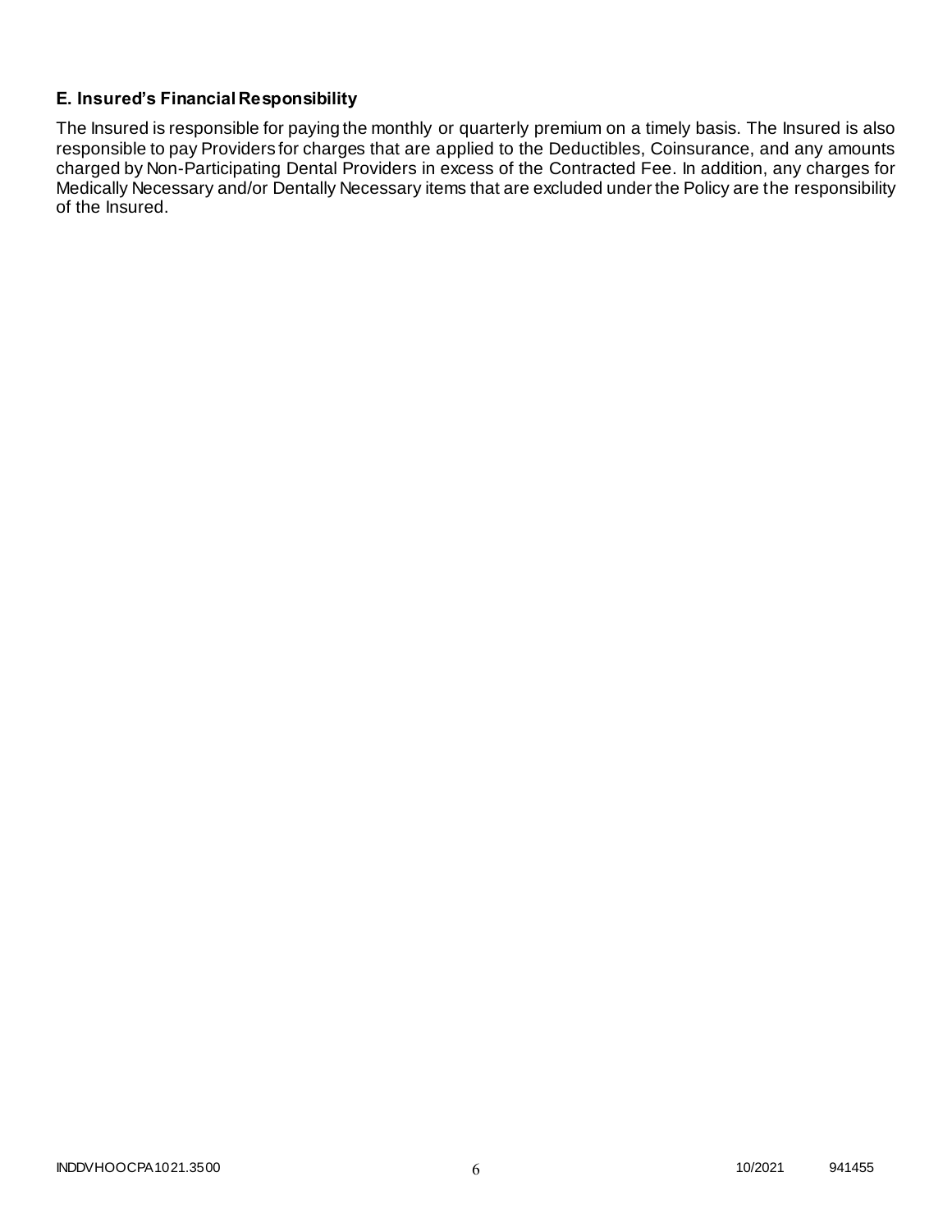### E. Insured's Financial Responsibility

The Insured is responsible for paying the monthly or quarterly premium on a timely basis. The Insured is also responsible to pay Providers for charges that are applied to the Deductibles, Coinsurance, and any amounts charged by Non-Participating Dental Providers in excess of the Contracted Fee. In addition, any charges for Medically Necessary and/or Dentally Necessary items that are excluded under the Policy are the responsibility of the Insured.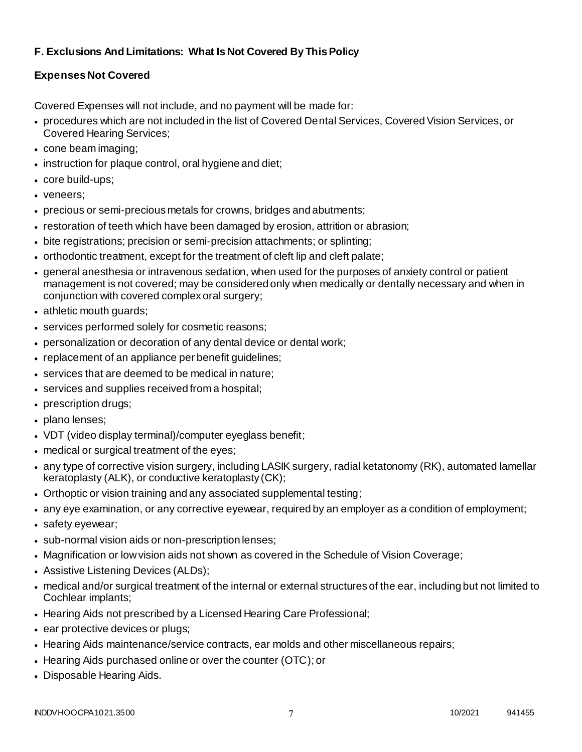**F. Exclusions And Limitations: What Is Not Covered By This Policy**

**Expenses Not Covered**

Covered Expenses will not include, and no payment will be made for:

- procedures which are not included in the list of Covered Dental Services, Covered Vision Services, or Covered Hearing Services;
- cone beam imaging;
- instruction for plaque control, oral hygiene and diet;
- core build-ups;
- veneers;
- precious or semi-precious metals for crowns, bridges and abutments;
- restoration of teeth which have been damaged by erosion, attrition or abrasion;
- bite registrations; precision or semi-precision attachments; or splinting;
- orthodontic treatment, except for the treatment of cleft lip and cleft palate;
- general anesthesia or intravenous sedation, when used for the purposes of anxiety control or patient management is not covered; may be considered only when medically or dentally necessary and when in conjunction with covered complex oral surgery;
- athletic mouth guards;
- services performed solely for cosmetic reasons;
- personalization or decoration of any dental device or dental work;
- replacement of an appliance per benefit guidelines;
- services that are deemed to be medical in nature;
- services and supplies received from a hospital;
- prescription drugs;
- plano lenses;
- VDT (video display terminal)/computer eyeglass benefit;
- medical or surgical treatment of the eyes;
- any type of corrective vision surgery, including LASIK surgery, radial ketatonomy (RK), automated lamellar keratoplasty (ALK), or conductive keratoplasty (CK);
- Orthoptic or vision training and any associated supplemental testing;
- any eye examination, or any corrective eyewear, required by an employer as a condition of employment;
- safety eyewear;
- sub-normal vision aids or non-prescription lenses;
- Magnification or low vision aids not shown as covered in the Schedule of Vision Coverage;
- Assistive Listening Devices (ALDs);
- medical and/or surgical treatment of the internal or external structures of the ear, including but not limited to Cochlear implants;
- Hearing Aids not prescribed by a Licensed Hearing Care Professional;
- ear protective devices or plugs;
- Hearing Aids maintenance/service contracts, ear molds and other miscellaneous repairs;
- Hearing Aids purchased online or over the counter (OTC); or
- Disposable Hearing Aids.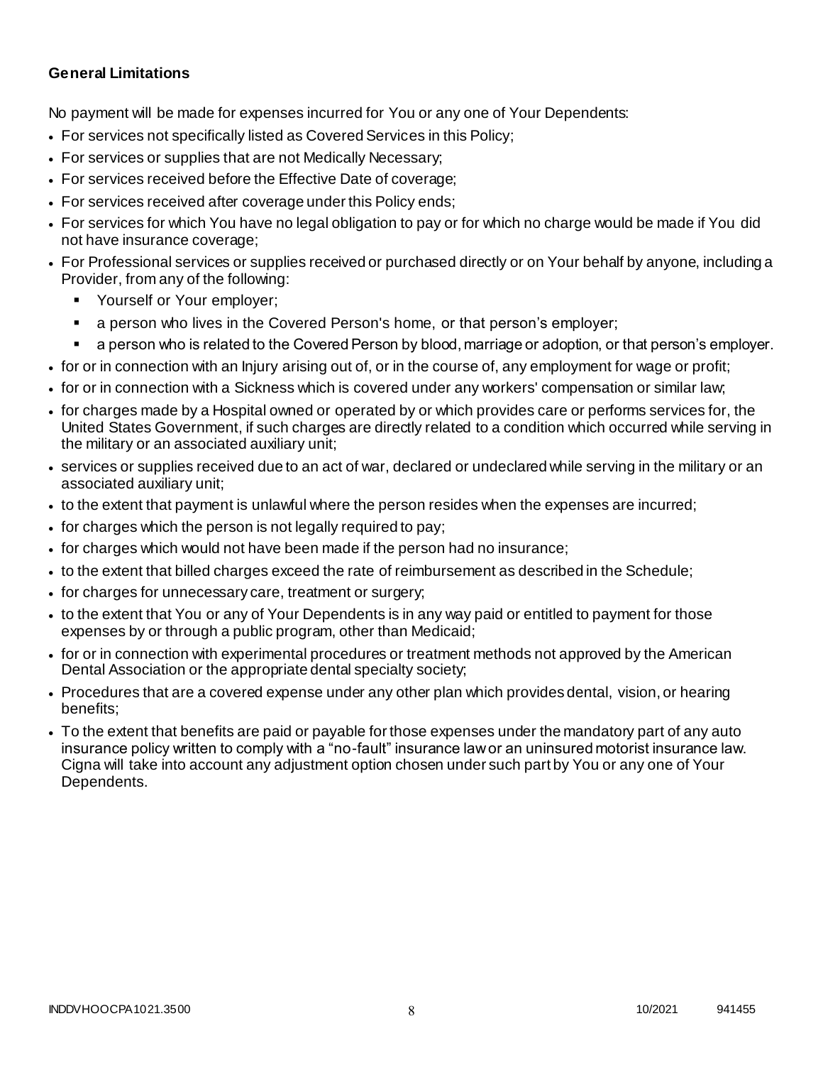**General Limitations**

No payment will be made for expenses incurred for You or any one of Your Dependents:

- For services not specifically listed as Covered Services in this Policy;
- For services or supplies that are not Medically Necessary;
- For services received before the Effective Date of coverage;
- For services received after coverage under this Policy ends;
- For services for which You have no legal obligation to pay or for which no charge would be made if You did not have insurance coverage;
- For Professional services or supplies received or purchased directly or on Your behalf by anyone, including a Provider, from any of the following:
  - Yourself or Your employer;
  - a person who lives in the Covered Person's home, or that person's employer;
  - a person who is related to the Covered Person by blood, marriage or adoption, or that person's employer.
- for or in connection with an Injury arising out of, or in the course of, any employment for wage or profit;
- for or in connection with a Sickness which is covered under any workers' compensation or similar law;
- for charges made by a Hospital owned or operated by or which provides care or performs services for, the United States Government, if such charges are directly related to a condition which occurred while serving in the military or an associated auxiliary unit;
- services or supplies received due to an act of war, declared or undeclared while serving in the military or an associated auxiliary unit;
- to the extent that payment is unlawful where the person resides when the expenses are incurred;
- for charges which the person is not legally required to pay;
- for charges which would not have been made if the person had no insurance;
- to the extent that billed charges exceed the rate of reimbursement as described in the Schedule;
- for charges for unnecessary care, treatment or surgery;
- to the extent that You or any of Your Dependents is in any way paid or entitled to payment for those expenses by or through a public program, other than Medicaid;
- for or in connection with experimental procedures or treatment methods not approved by the American Dental Association or the appropriate dental specialty society;
- Procedures that are a covered expense under any other plan which provides dental, vision, or hearing benefits;
- To the extent that benefits are paid or payable for those expenses under the mandatory part of any auto insurance policy written to comply with a "no-fault" insurance law or an uninsured motorist insurance law. Cigna will take into account any adjustment option chosen under such part by You or any one of Your Dependents.

INDDVHOOCPA1021.3500 10/2021 941455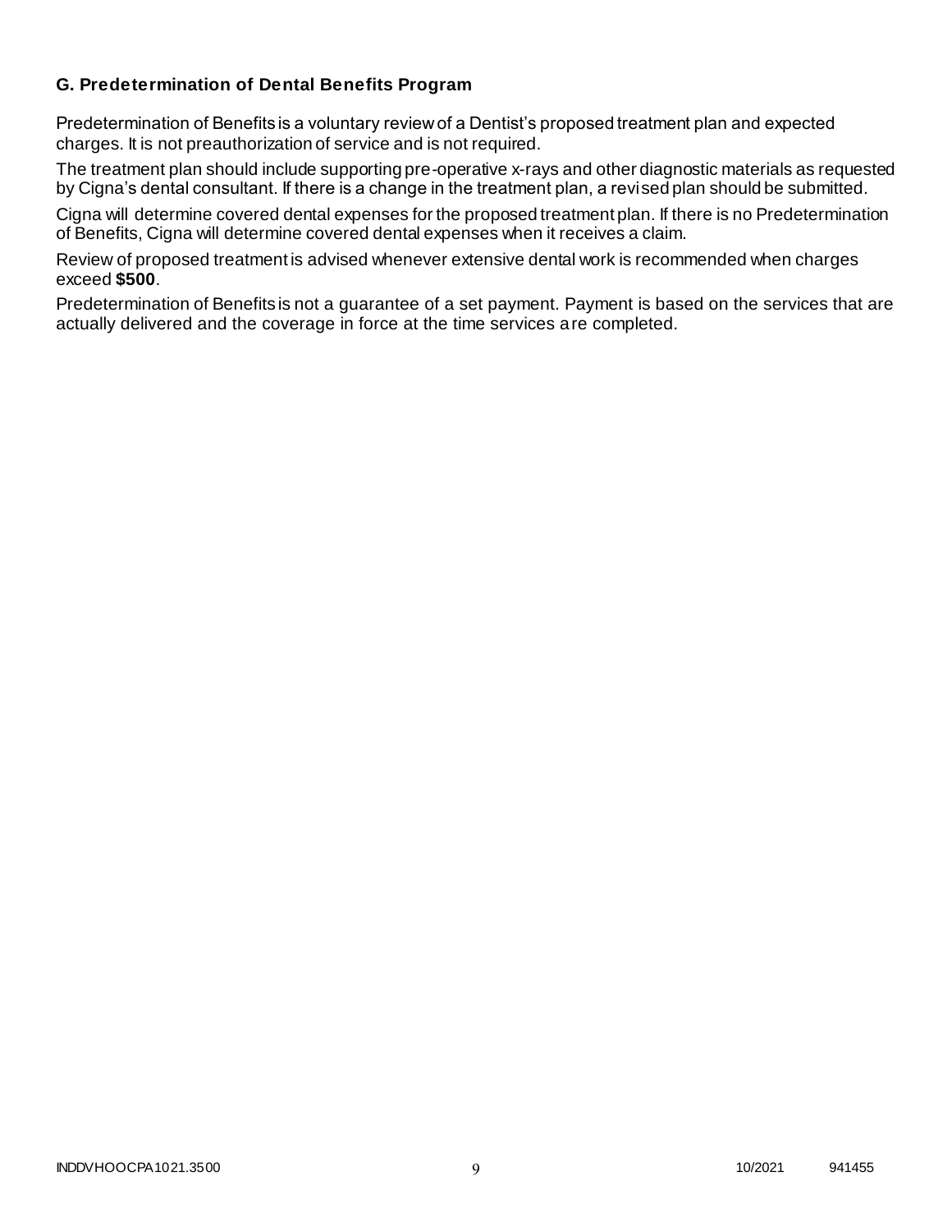### G. Predetermination of Dental Benefits Program

Predetermination of Benefits is a voluntary review of a Dentist's proposed treatment plan and expected charges. It is not preauthorization of service and is not required.

The treatment plan should include supporting pre-operative x-rays and other diagnostic materials as requested by Cigna's dental consultant. If there is a change in the treatment plan, a revised plan should be submitted.

Cigna will determine covered dental expenses for the proposed treatment plan. If there is no Predetermination of Benefits, Cigna will determine covered dental expenses when it receives a claim.

Review of proposed treatment is advised whenever extensive dental work is recommended when charges exceed **$500**.

Predetermination of Benefits is not a guarantee of a set payment. Payment is based on the services that are actually delivered and the coverage in force at the time services are completed.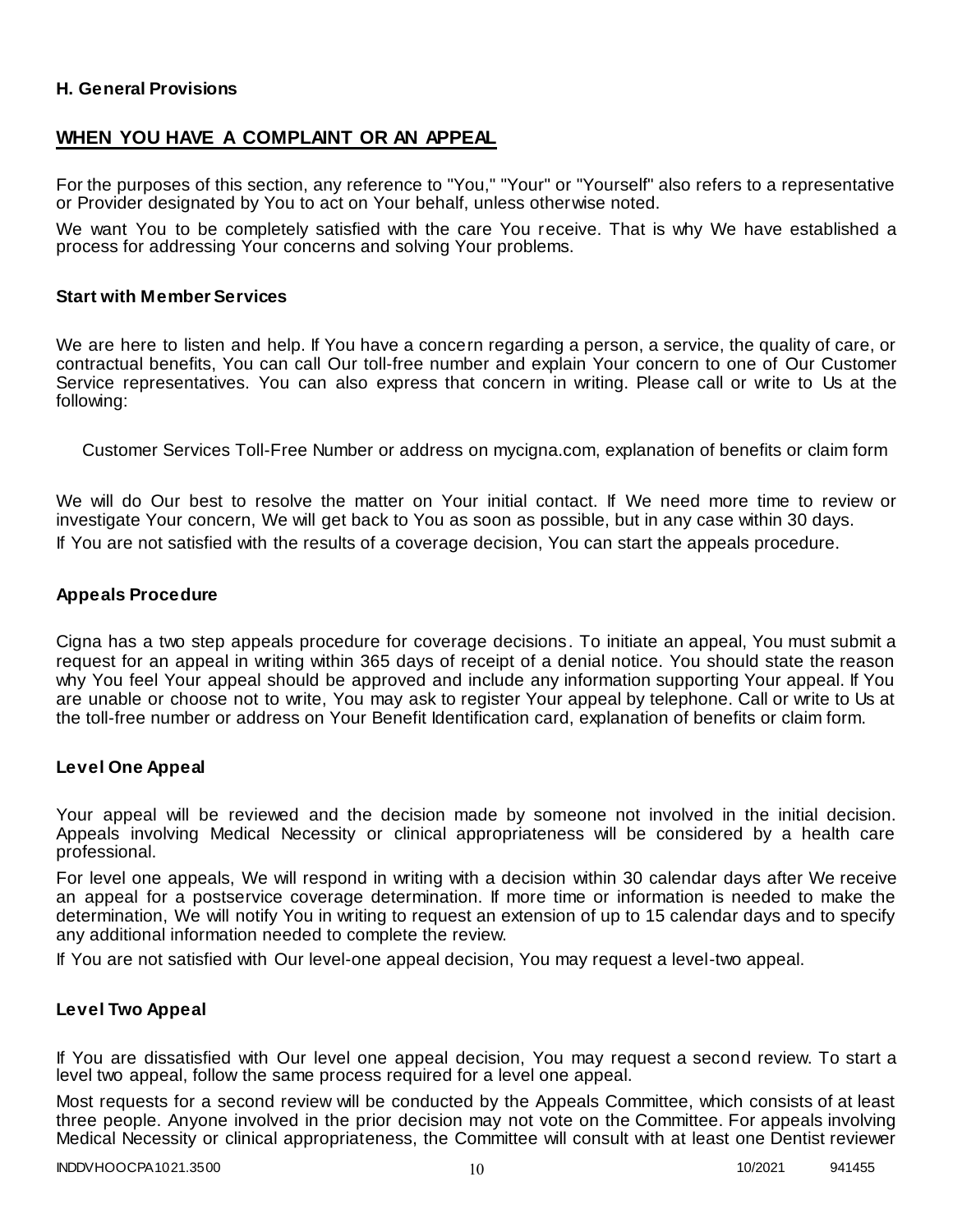### H. General Provisions

## WHEN YOU HAVE A COMPLAINT OR AN APPEAL

For the purposes of this section, any reference to "You," "Your" or "Yourself" also refers to a representative or Provider designated by You to act on Your behalf, unless otherwise noted.

We want You to be completely satisfied with the care You receive. That is why We have established a process for addressing Your concerns and solving Your problems.

### Start with Member Services

We are here to listen and help. If You have a concern regarding a person, a service, the quality of care, or contractual benefits, You can call Our toll-free number and explain Your concern to one of Our Customer Service representatives. You can also express that concern in writing. Please call or write to Us at the following:

Customer Services Toll-Free Number or address on mycigna.com, explanation of benefits or claim form

We will do Our best to resolve the matter on Your initial contact. If We need more time to review or investigate Your concern, We will get back to You as soon as possible, but in any case within 30 days.

If You are not satisfied with the results of a coverage decision, You can start the appeals procedure.

### Appeals Procedure

Cigna has a two step appeals procedure for coverage decisions. To initiate an appeal, You must submit a request for an appeal in writing within 365 days of receipt of a denial notice. You should state the reason why You feel Your appeal should be approved and include any information supporting Your appeal. If You are unable or choose not to write, You may ask to register Your appeal by telephone. Call or write to Us at the toll-free number or address on Your Benefit Identification card, explanation of benefits or claim form.

### Level One Appeal

Your appeal will be reviewed and the decision made by someone not involved in the initial decision. Appeals involving Medical Necessity or clinical appropriateness will be considered by a health care professional.

For level one appeals, We will respond in writing with a decision within 30 calendar days after We receive an appeal for a postservice coverage determination. If more time or information is needed to make the determination, We will notify You in writing to request an extension of up to 15 calendar days and to specify any additional information needed to complete the review.

If You are not satisfied with Our level-one appeal decision, You may request a level-two appeal.

### Level Two Appeal

If You are dissatisfied with Our level one appeal decision, You may request a second review. To start a level two appeal, follow the same process required for a level one appeal.

Most requests for a second review will be conducted by the Appeals Committee, which consists of at least three people. Anyone involved in the prior decision may not vote on the Committee. For appeals involving Medical Necessity or clinical appropriateness, the Committee will consult with at least one Dentist reviewer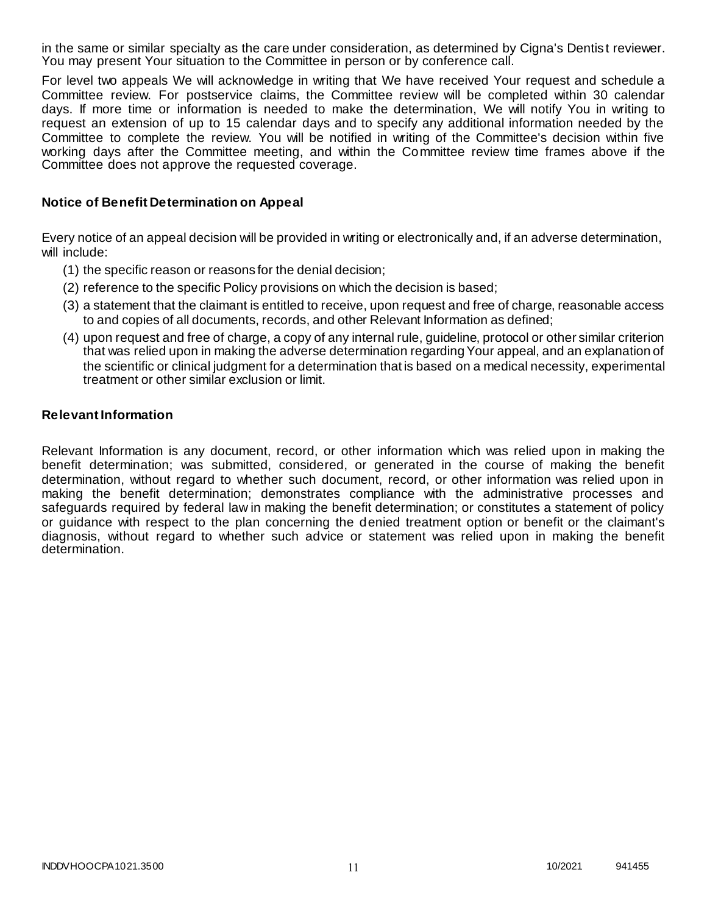in the same or similar specialty as the care under consideration, as determined by Cigna's Dentist reviewer. You may present Your situation to the Committee in person or by conference call.

For level two appeals We will acknowledge in writing that We have received Your request and schedule a Committee review. For postservice claims, the Committee review will be completed within 30 calendar days. If more time or information is needed to make the determination, We will notify You in writing to request an extension of up to 15 calendar days and to specify any additional information needed by the Committee to complete the review. You will be notified in writing of the Committee's decision within five working days after the Committee meeting, and within the Committee review time frames above if the Committee does not approve the requested coverage.

### Notice of Benefit Determination on Appeal

Every notice of an appeal decision will be provided in writing or electronically and, if an adverse determination, will include:

(1) the specific reason or reasons for the denial decision;

(2) reference to the specific Policy provisions on which the decision is based;

(3) a statement that the claimant is entitled to receive, upon request and free of charge, reasonable access to and copies of all documents, records, and other Relevant Information as defined;

(4) upon request and free of charge, a copy of any internal rule, guideline, protocol or other similar criterion that was relied upon in making the adverse determination regarding Your appeal, and an explanation of the scientific or clinical judgment for a determination that is based on a medical necessity, experimental treatment or other similar exclusion or limit.

### Relevant Information

Relevant Information is any document, record, or other information which was relied upon in making the benefit determination; was submitted, considered, or generated in the course of making the benefit determination, without regard to whether such document, record, or other information was relied upon in making the benefit determination; demonstrates compliance with the administrative processes and safeguards required by federal law in making the benefit determination; or constitutes a statement of policy or guidance with respect to the plan concerning the denied treatment option or benefit or the claimant's diagnosis, without regard to whether such advice or statement was relied upon in making the benefit determination.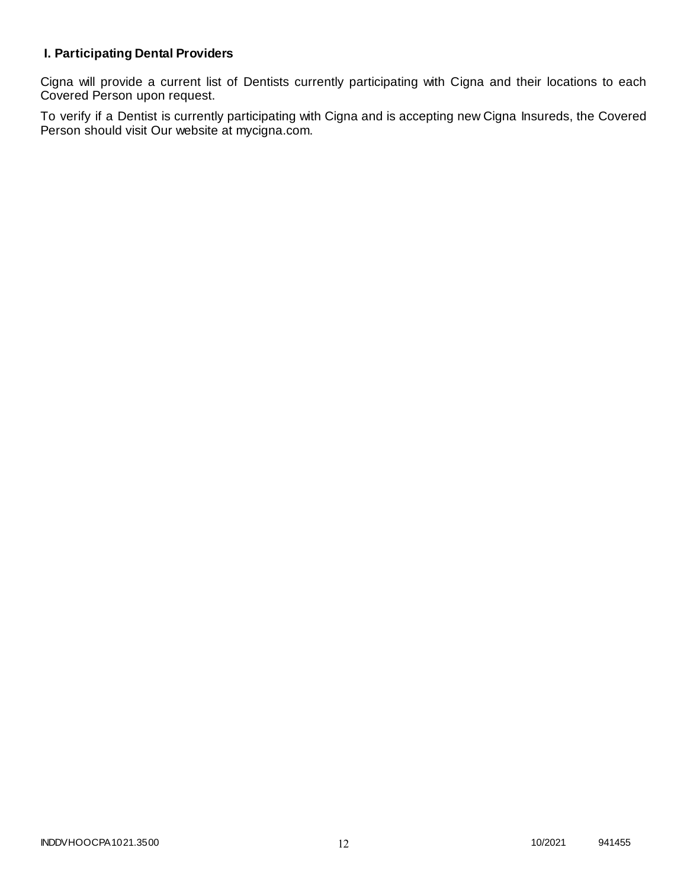### I. Participating Dental Providers

Cigna will provide a current list of Dentists currently participating with Cigna and their locations to each Covered Person upon request.

To verify if a Dentist is currently participating with Cigna and is accepting new Cigna Insureds, the Covered Person should visit Our website at mycigna.com.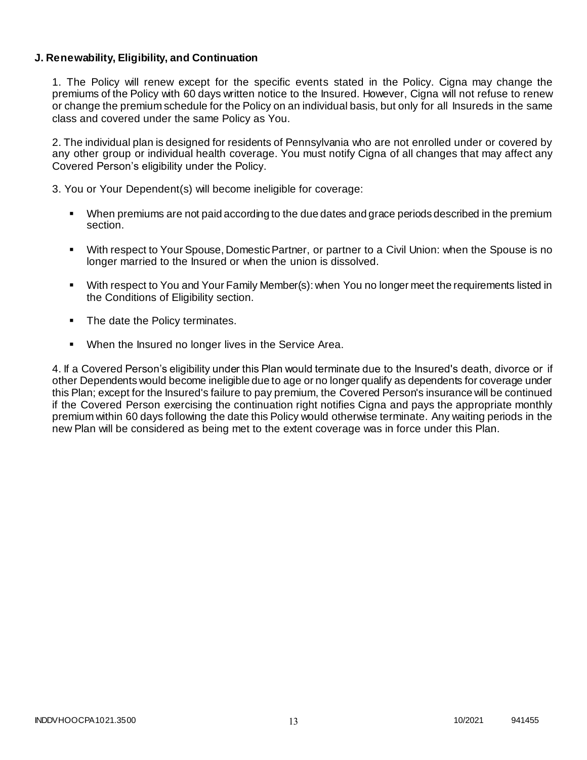### J. Renewability, Eligibility, and Continuation

1. The Policy will renew except for the specific events stated in the Policy. Cigna may change the premiums of the Policy with 60 days written notice to the Insured. However, Cigna will not refuse to renew or change the premium schedule for the Policy on an individual basis, but only for all Insureds in the same class and covered under the same Policy as You.

2. The individual plan is designed for residents of Pennsylvania who are not enrolled under or covered by any other group or individual health coverage. You must notify Cigna of all changes that may affect any Covered Person's eligibility under the Policy.

3. You or Your Dependent(s) will become ineligible for coverage:

- When premiums are not paid according to the due dates and grace periods described in the premium section.
- With respect to Your Spouse, Domestic Partner, or partner to a Civil Union: when the Spouse is no longer married to the Insured or when the union is dissolved.
- With respect to You and Your Family Member(s): when You no longer meet the requirements listed in the Conditions of Eligibility section.
- The date the Policy terminates.
- When the Insured no longer lives in the Service Area.

4. If a Covered Person's eligibility under this Plan would terminate due to the Insured's death, divorce or if other Dependents would become ineligible due to age or no longer qualify as dependents for coverage under this Plan; except for the Insured's failure to pay premium, the Covered Person's insurance will be continued if the Covered Person exercising the continuation right notifies Cigna and pays the appropriate monthly premium within 60 days following the date this Policy would otherwise terminate. Any waiting periods in the new Plan will be considered as being met to the extent coverage was in force under this Plan.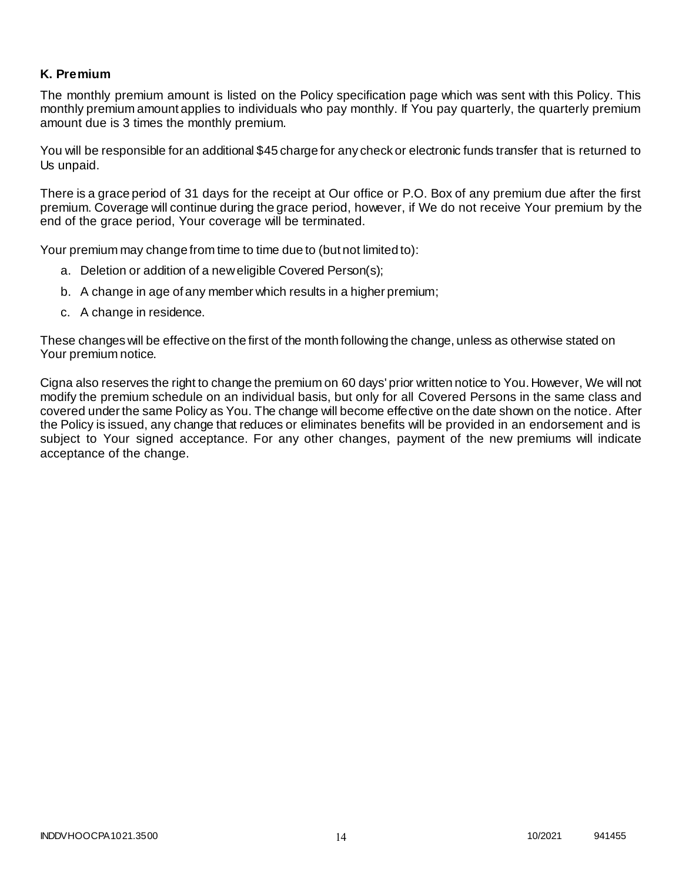**K. Premium**

The monthly premium amount is listed on the Policy specification page which was sent with this Policy. This monthly premium amount applies to individuals who pay monthly. If You pay quarterly, the quarterly premium amount due is 3 times the monthly premium.

You will be responsible for an additional $45 charge for any check or electronic funds transfer that is returned to Us unpaid.

There is a grace period of 31 days for the receipt at Our office or P.O. Box of any premium due after the first premium. Coverage will continue during the grace period, however, if We do not receive Your premium by the end of the grace period, Your coverage will be terminated.

Your premium may change from time to time due to (but not limited to):

a. Deletion or addition of a new eligible Covered Person(s);
b. A change in age of any member which results in a higher premium;
c. A change in residence.

These changes will be effective on the first of the month following the change, unless as otherwise stated on Your premium notice.

Cigna also reserves the right to change the premium on 60 days' prior written notice to You. However, We will not modify the premium schedule on an individual basis, but only for all Covered Persons in the same class and covered under the same Policy as You. The change will become effective on the date shown on the notice. After the Policy is issued, any change that reduces or eliminates benefits will be provided in an endorsement and is subject to Your signed acceptance. For any other changes, payment of the new premiums will indicate acceptance of the change.